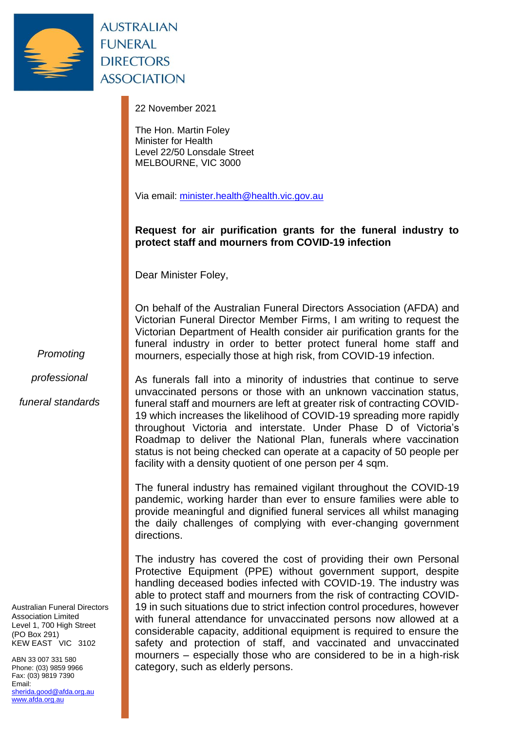AUSTRALIAN FUNERAL DIRECTORS ASSOCIATION

22 November 2021

The Hon. Martin Foley
Minister for Health
Level 22/50 Lonsdale Street
MELBOURNE, VIC 3000

Via email: minister.health@health.vic.gov.au

**Request for air purification grants for the funeral industry to protect staff and mourners from COVID-19 infection**

Dear Minister Foley,

On behalf of the Australian Funeral Directors Association (AFDA) and Victorian Funeral Director Member Firms, I am writing to request the Victorian Department of Health consider air purification grants for the funeral industry in order to better protect funeral home staff and mourners, especially those at high risk, from COVID-19 infection.

As funerals fall into a minority of industries that continue to serve unvaccinated persons or those with an unknown vaccination status, funeral staff and mourners are left at greater risk of contracting COVID-19 which increases the likelihood of COVID-19 spreading more rapidly throughout Victoria and interstate. Under Phase D of Victoria's Roadmap to deliver the National Plan, funerals where vaccination status is not being checked can operate at a capacity of 50 people per facility with a density quotient of one person per 4 sqm.

The funeral industry has remained vigilant throughout the COVID-19 pandemic, working harder than ever to ensure families were able to provide meaningful and dignified funeral services all whilst managing the daily challenges of complying with ever-changing government directions.

The industry has covered the cost of providing their own Personal Protective Equipment (PPE) without government support, despite handling deceased bodies infected with COVID-19. The industry was able to protect staff and mourners from the risk of contracting COVID-19 in such situations due to strict infection control procedures, however with funeral attendance for unvaccinated persons now allowed at a considerable capacity, additional equipment is required to ensure the safety and protection of staff, and vaccinated and unvaccinated mourners – especially those who are considered to be in a high-risk category, such as elderly persons.

*Promoting professional funeral standards*

Australian Funeral Directors Association Limited
Level 1, 700 High Street
(PO Box 291)
KEW EAST VIC 3102

ABN 33 007 331 580
Phone: (03) 9859 9966
Fax: (03) 9819 7390
Email: sherida.good@afda.org.au
www.afda.org.au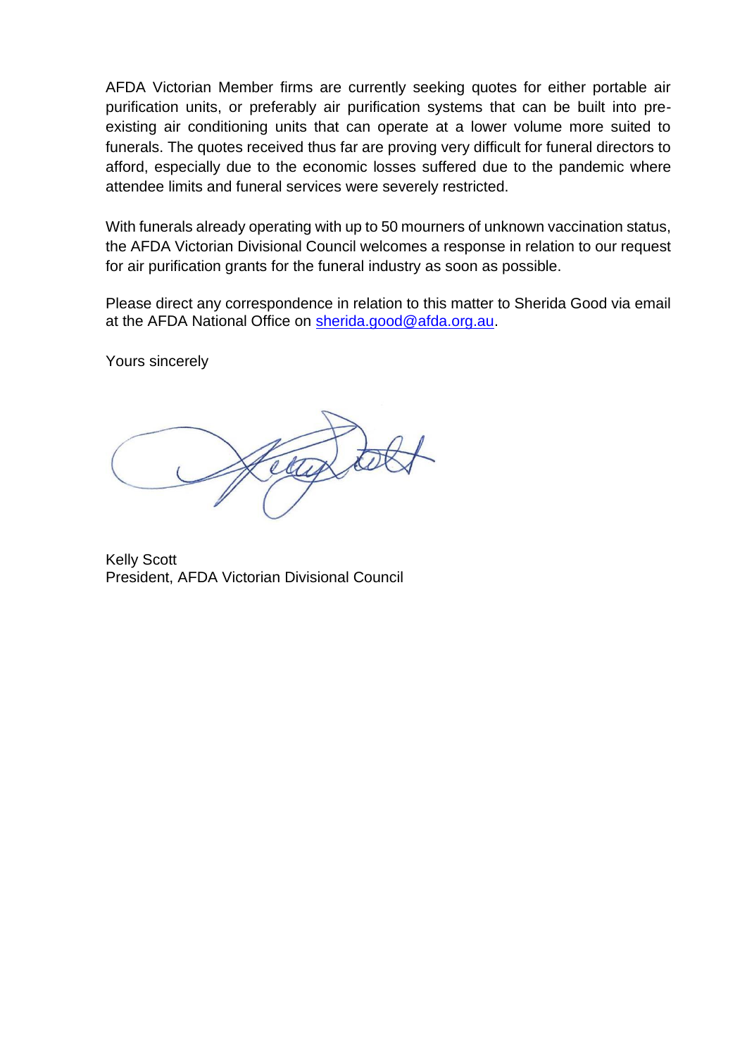AFDA Victorian Member firms are currently seeking quotes for either portable air purification units, or preferably air purification systems that can be built into pre-existing air conditioning units that can operate at a lower volume more suited to funerals. The quotes received thus far are proving very difficult for funeral directors to afford, especially due to the economic losses suffered due to the pandemic where attendee limits and funeral services were severely restricted.

With funerals already operating with up to 50 mourners of unknown vaccination status, the AFDA Victorian Divisional Council welcomes a response in relation to our request for air purification grants for the funeral industry as soon as possible.

Please direct any correspondence in relation to this matter to Sherida Good via email at the AFDA National Office on [sherida.good@afda.org.au](mailto:sherida.good@afda.org.au).

Yours sincerely

Kelly Scott
President, AFDA Victorian Divisional Council